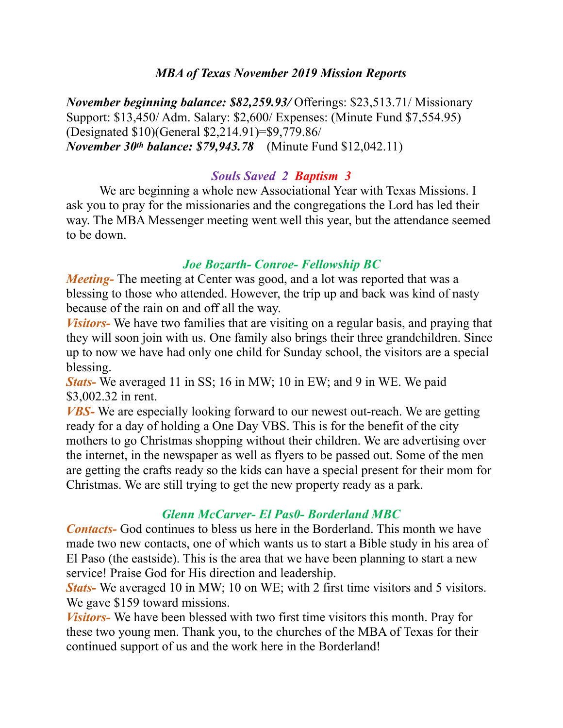## *MBA of Texas November 2019 Mission Reports*

***November beginning balance: $82,259.93/*** Offerings: $23,513.71/ Missionary Support: $13,450/ Adm. Salary: $2,600/ Expenses: (Minute Fund $7,554.95) (Designated $10)(General $2,214.91)=$9,779.86/
***November 30th balance: $79,943.78*** (Minute Fund $12,042.11)

### *Souls Saved 2 Baptism 3*

We are beginning a whole new Associational Year with Texas Missions. I ask you to pray for the missionaries and the congregations the Lord has led their way. The MBA Messenger meeting went well this year, but the attendance seemed to be down.

### *Joe Bozarth- Conroe- Fellowship BC*

***Meeting-*** The meeting at Center was good, and a lot was reported that was a blessing to those who attended. However, the trip up and back was kind of nasty because of the rain on and off all the way.
***Visitors-*** We have two families that are visiting on a regular basis, and praying that they will soon join with us. One family also brings their three grandchildren. Since up to now we have had only one child for Sunday school, the visitors are a special blessing.
***Stats-*** We averaged 11 in SS; 16 in MW; 10 in EW; and 9 in WE. We paid $3,002.32 in rent.
***VBS-*** We are especially looking forward to our newest out-reach. We are getting ready for a day of holding a One Day VBS. This is for the benefit of the city mothers to go Christmas shopping without their children. We are advertising over the internet, in the newspaper as well as flyers to be passed out. Some of the men are getting the crafts ready so the kids can have a special present for their mom for Christmas. We are still trying to get the new property ready as a park.

### *Glenn McCarver- El Pas0- Borderland MBC*

***Contacts-*** God continues to bless us here in the Borderland. This month we have made two new contacts, one of which wants us to start a Bible study in his area of El Paso (the eastside). This is the area that we have been planning to start a new service! Praise God for His direction and leadership.
***Stats-*** We averaged 10 in MW; 10 on WE; with 2 first time visitors and 5 visitors. We gave $159 toward missions.
***Visitors-*** We have been blessed with two first time visitors this month. Pray for these two young men. Thank you, to the churches of the MBA of Texas for their continued support of us and the work here in the Borderland!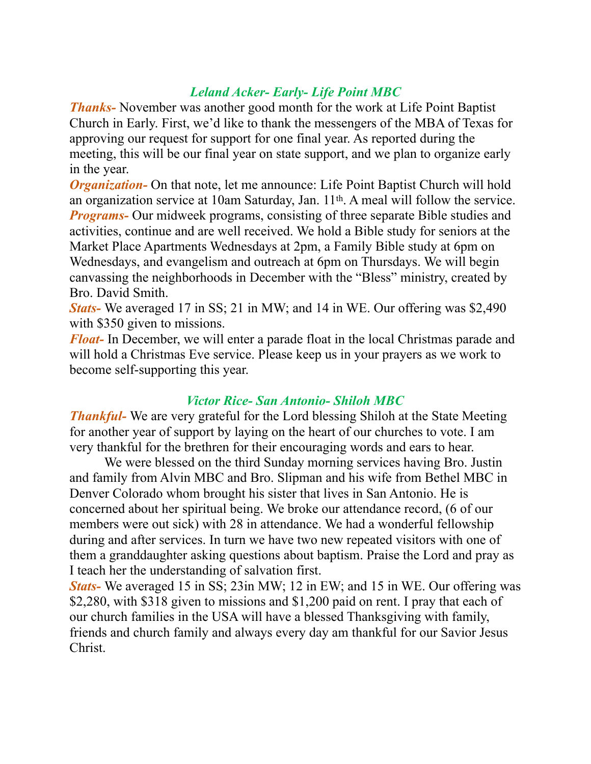### *Leland Acker- Early- Life Point MBC*

***Thanks-*** November was another good month for the work at Life Point Baptist Church in Early. First, we'd like to thank the messengers of the MBA of Texas for approving our request for support for one final year. As reported during the meeting, this will be our final year on state support, and we plan to organize early in the year.

***Organization-*** On that note, let me announce: Life Point Baptist Church will hold an organization service at 10am Saturday, Jan. 11th. A meal will follow the service.

***Programs-*** Our midweek programs, consisting of three separate Bible studies and activities, continue and are well received. We hold a Bible study for seniors at the Market Place Apartments Wednesdays at 2pm, a Family Bible study at 6pm on Wednesdays, and evangelism and outreach at 6pm on Thursdays. We will begin canvassing the neighborhoods in December with the "Bless" ministry, created by Bro. David Smith.

***Stats-*** We averaged 17 in SS; 21 in MW; and 14 in WE. Our offering was $2,490 with $350 given to missions.

***Float-*** In December, we will enter a parade float in the local Christmas parade and will hold a Christmas Eve service. Please keep us in your prayers as we work to become self-supporting this year.

### *Victor Rice- San Antonio- Shiloh MBC*

***Thankful-*** We are very grateful for the Lord blessing Shiloh at the State Meeting for another year of support by laying on the heart of our churches to vote. I am very thankful for the brethren for their encouraging words and ears to hear.

We were blessed on the third Sunday morning services having Bro. Justin and family from Alvin MBC and Bro. Slipman and his wife from Bethel MBC in Denver Colorado whom brought his sister that lives in San Antonio. He is concerned about her spiritual being. We broke our attendance record, (6 of our members were out sick) with 28 in attendance. We had a wonderful fellowship during and after services. In turn we have two new repeated visitors with one of them a granddaughter asking questions about baptism. Praise the Lord and pray as I teach her the understanding of salvation first.

***Stats-*** We averaged 15 in SS; 23in MW; 12 in EW; and 15 in WE. Our offering was $2,280, with $318 given to missions and $1,200 paid on rent. I pray that each of our church families in the USA will have a blessed Thanksgiving with family, friends and church family and always every day am thankful for our Savior Jesus Christ.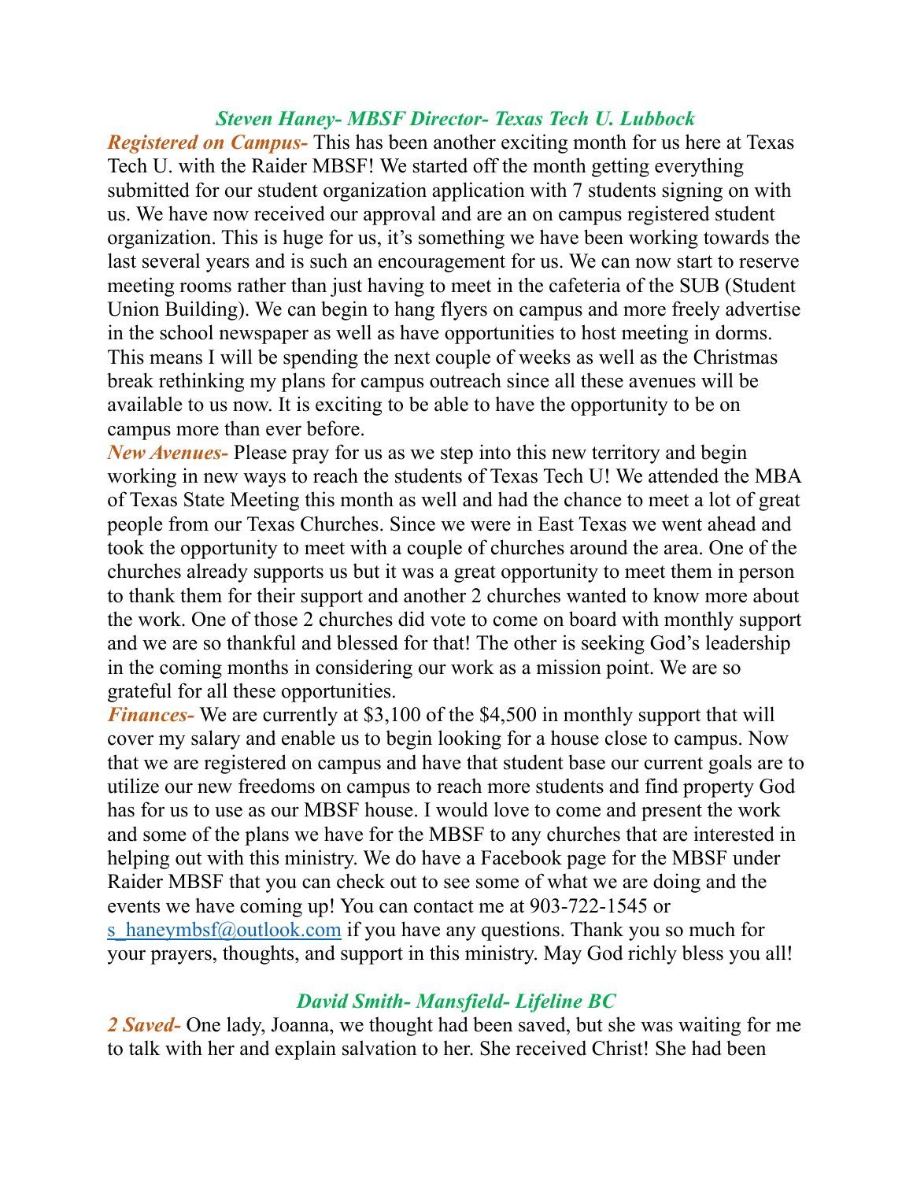## *Steven Haney- MBSF Director- Texas Tech U. Lubbock*

***Registered on Campus-*** This has been another exciting month for us here at Texas Tech U. with the Raider MBSF! We started off the month getting everything submitted for our student organization application with 7 students signing on with us. We have now received our approval and are an on campus registered student organization. This is huge for us, it's something we have been working towards the last several years and is such an encouragement for us. We can now start to reserve meeting rooms rather than just having to meet in the cafeteria of the SUB (Student Union Building). We can begin to hang flyers on campus and more freely advertise in the school newspaper as well as have opportunities to host meeting in dorms. This means I will be spending the next couple of weeks as well as the Christmas break rethinking my plans for campus outreach since all these avenues will be available to us now. It is exciting to be able to have the opportunity to be on campus more than ever before.

***New Avenues-*** Please pray for us as we step into this new territory and begin working in new ways to reach the students of Texas Tech U! We attended the MBA of Texas State Meeting this month as well and had the chance to meet a lot of great people from our Texas Churches. Since we were in East Texas we went ahead and took the opportunity to meet with a couple of churches around the area. One of the churches already supports us but it was a great opportunity to meet them in person to thank them for their support and another 2 churches wanted to know more about the work. One of those 2 churches did vote to come on board with monthly support and we are so thankful and blessed for that! The other is seeking God's leadership in the coming months in considering our work as a mission point. We are so grateful for all these opportunities.

***Finances-*** We are currently at $3,100 of the $4,500 in monthly support that will cover my salary and enable us to begin looking for a house close to campus. Now that we are registered on campus and have that student base our current goals are to utilize our new freedoms on campus to reach more students and find property God has for us to use as our MBSF house. I would love to come and present the work and some of the plans we have for the MBSF to any churches that are interested in helping out with this ministry. We do have a Facebook page for the MBSF under Raider MBSF that you can check out to see some of what we are doing and the events we have coming up! You can contact me at 903-722-1545 or s_haneymbsf@outlook.com if you have any questions. Thank you so much for your prayers, thoughts, and support in this ministry. May God richly bless you all!

## *David Smith- Mansfield- Lifeline BC*

***2 Saved-*** One lady, Joanna, we thought had been saved, but she was waiting for me to talk with her and explain salvation to her. She received Christ! She had been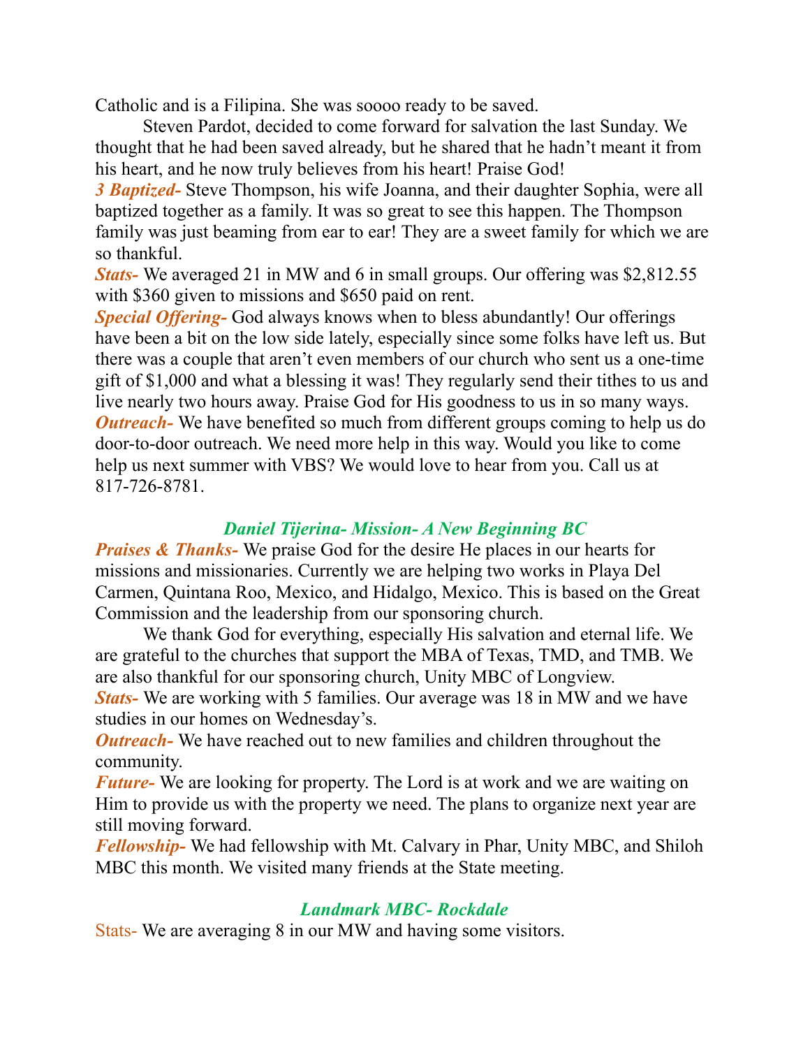Catholic and is a Filipina. She was soooo ready to be saved.

Steven Pardot, decided to come forward for salvation the last Sunday. We thought that he had been saved already, but he shared that he hadn't meant it from his heart, and he now truly believes from his heart! Praise God!

***3 Baptized-*** Steve Thompson, his wife Joanna, and their daughter Sophia, were all baptized together as a family. It was so great to see this happen. The Thompson family was just beaming from ear to ear! They are a sweet family for which we are so thankful.

***Stats-*** We averaged 21 in MW and 6 in small groups. Our offering was $2,812.55 with $360 given to missions and $650 paid on rent.

***Special Offering-*** God always knows when to bless abundantly! Our offerings have been a bit on the low side lately, especially since some folks have left us. But there was a couple that aren't even members of our church who sent us a one-time gift of $1,000 and what a blessing it was! They regularly send their tithes to us and live nearly two hours away. Praise God for His goodness to us in so many ways.

***Outreach-*** We have benefited so much from different groups coming to help us do door-to-door outreach. We need more help in this way. Would you like to come help us next summer with VBS? We would love to hear from you. Call us at 817-726-8781.

### *Daniel Tijerina- Mission- A New Beginning BC*

***Praises & Thanks-*** We praise God for the desire He places in our hearts for missions and missionaries. Currently we are helping two works in Playa Del Carmen, Quintana Roo, Mexico, and Hidalgo, Mexico. This is based on the Great Commission and the leadership from our sponsoring church.

We thank God for everything, especially His salvation and eternal life. We are grateful to the churches that support the MBA of Texas, TMD, and TMB. We are also thankful for our sponsoring church, Unity MBC of Longview.

***Stats-*** We are working with 5 families. Our average was 18 in MW and we have studies in our homes on Wednesday's.

***Outreach-*** We have reached out to new families and children throughout the community.

***Future-*** We are looking for property. The Lord is at work and we are waiting on Him to provide us with the property we need. The plans to organize next year are still moving forward.

***Fellowship-*** We had fellowship with Mt. Calvary in Phar, Unity MBC, and Shiloh MBC this month. We visited many friends at the State meeting.

### *Landmark MBC- Rockdale*

Stats- We are averaging 8 in our MW and having some visitors.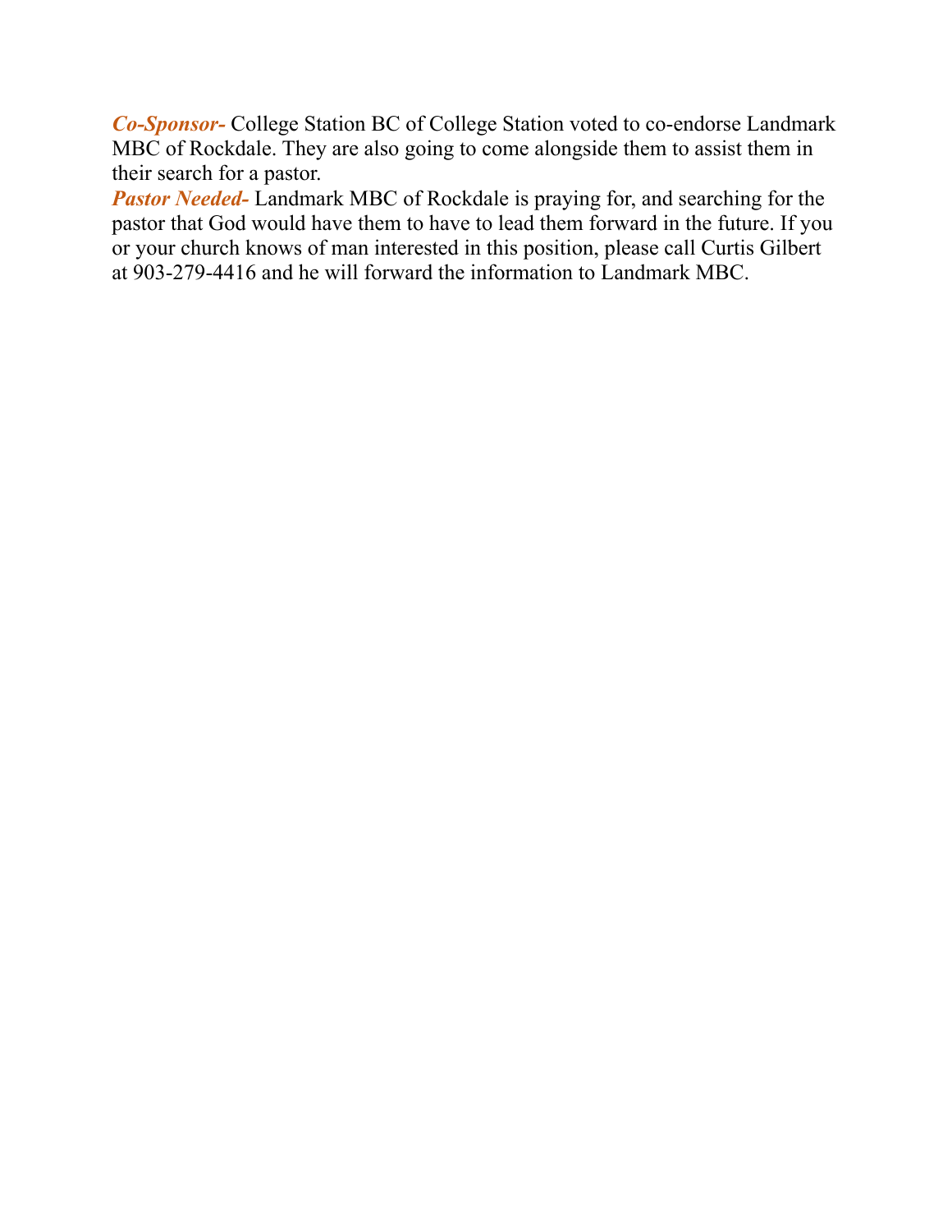***Co-Sponsor-*** College Station BC of College Station voted to co-endorse Landmark MBC of Rockdale. They are also going to come alongside them to assist them in their search for a pastor.

***Pastor Needed-*** Landmark MBC of Rockdale is praying for, and searching for the pastor that God would have them to have to lead them forward in the future. If you or your church knows of man interested in this position, please call Curtis Gilbert at 903-279-4416 and he will forward the information to Landmark MBC.